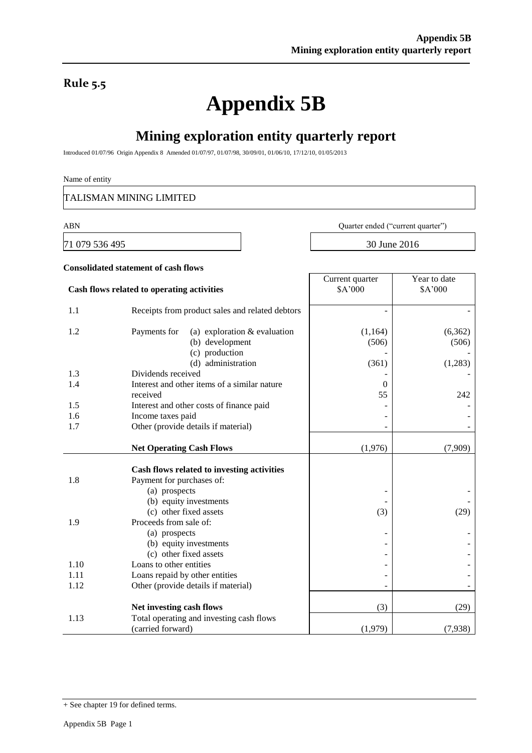## Rule 5.5

# Appendix 5B

## Mining exploration entity quarterly report

Introduced 01/07/96 Origin Appendix 8 Amended 01/07/97, 01/07/98, 30/09/01, 01/06/10, 17/12/10, 01/05/2013

Name of entity

TALISMAN MINING LIMITED

| ABN | Quarter ended ("current quarter") |
|---|---|
| 71 079 536 495 | 30 June 2016 |

**Consolidated statement of cash flows**

| | **Cash flows related to operating activities** | Current quarter $A'000 | Year to date $A'000 |
|---|---|---|---|
| 1.1 | Receipts from product sales and related debtors | - | - |
| 1.2 | Payments for (a) exploration & evaluation | (1,164) | (6,362) |
| | (b) development | (506) | (506) |
| | (c) production | - | - |
| | (d) administration | (361) | (1,283) |
| 1.3 | Dividends received | - | - |
| 1.4 | Interest and other items of a similar nature received | 0<br>55 | 242 |
| 1.5 | Interest and other costs of finance paid | - | - |
| 1.6 | Income taxes paid | - | - |
| 1.7 | Other (provide details if material) | - | - |
| | **Net Operating Cash Flows** | (1,976) | (7,909) |
| | **Cash flows related to investing activities** | | |
| 1.8 | Payment for purchases of: | | |
| | (a) prospects | - | - |
| | (b) equity investments | - | - |
| | (c) other fixed assets | (3) | (29) |
| 1.9 | Proceeds from sale of: | | |
| | (a) prospects | - | - |
| | (b) equity investments | - | - |
| | (c) other fixed assets | - | - |
| 1.10 | Loans to other entities | - | - |
| 1.11 | Loans repaid by other entities | - | - |
| 1.12 | Other (provide details if material) | - | - |
| | **Net investing cash flows** | (3) | (29) |
| 1.13 | Total operating and investing cash flows (carried forward) | (1,979) | (7,938) |

+ See chapter 19 for defined terms.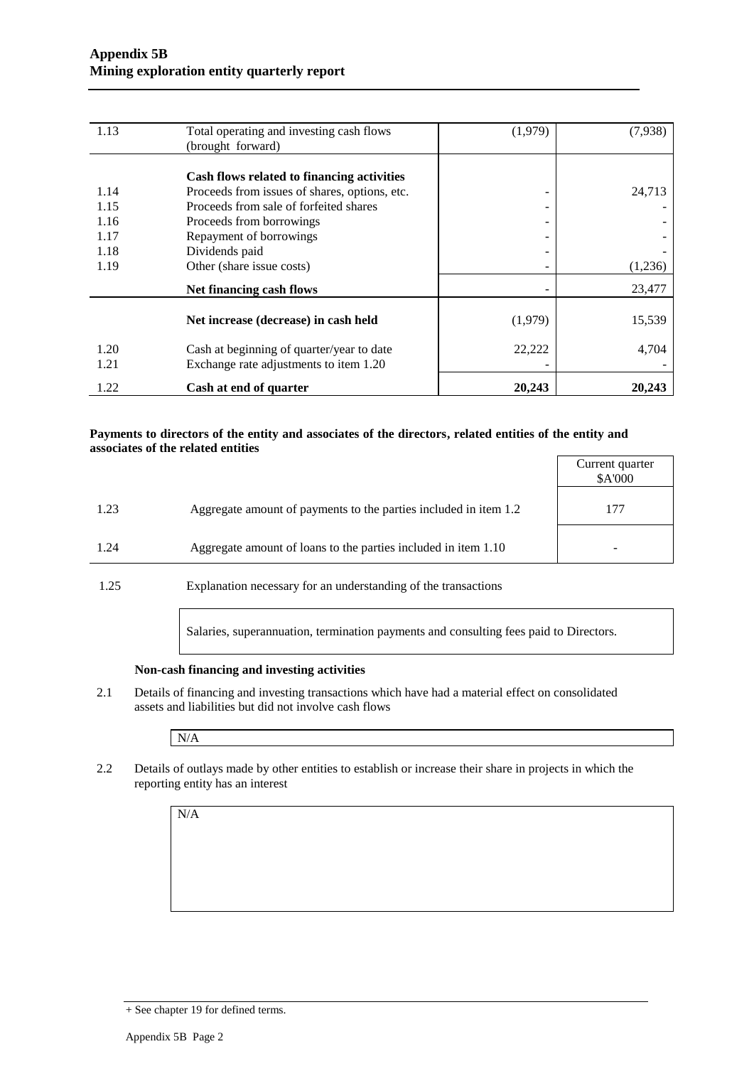| | | | |
|---|---|---|---|
| 1.13 | Total operating and investing cash flows (brought forward) | (1,979) | (7,938) |
| | **Cash flows related to financing activities** | | |
| 1.14 | Proceeds from issues of shares, options, etc. | - | 24,713 |
| 1.15 | Proceeds from sale of forfeited shares | - | - |
| 1.16 | Proceeds from borrowings | - | - |
| 1.17 | Repayment of borrowings | - | - |
| 1.18 | Dividends paid | - | - |
| 1.19 | Other (share issue costs) | - | (1,236) |
| | **Net financing cash flows** | - | 23,477 |
| | **Net increase (decrease) in cash held** | (1,979) | 15,539 |
| 1.20 | Cash at beginning of quarter/year to date | 22,222 | 4,704 |
| 1.21 | Exchange rate adjustments to item 1.20 | - | - |
| 1.22 | **Cash at end of quarter** | **20,243** | **20,243** |

**Payments to directors of the entity and associates of the directors, related entities of the entity and associates of the related entities**

| | | Current quarter $A'000 |
|---|---|---|
| 1.23 | Aggregate amount of payments to the parties included in item 1.2 | 177 |
| 1.24 | Aggregate amount of loans to the parties included in item 1.10 | - |

1.25 Explanation necessary for an understanding of the transactions

Salaries, superannuation, termination payments and consulting fees paid to Directors.

**Non-cash financing and investing activities**

2.1 Details of financing and investing transactions which have had a material effect on consolidated assets and liabilities but did not involve cash flows

N/A

2.2 Details of outlays made by other entities to establish or increase their share in projects in which the reporting entity has an interest

N/A

+ See chapter 19 for defined terms.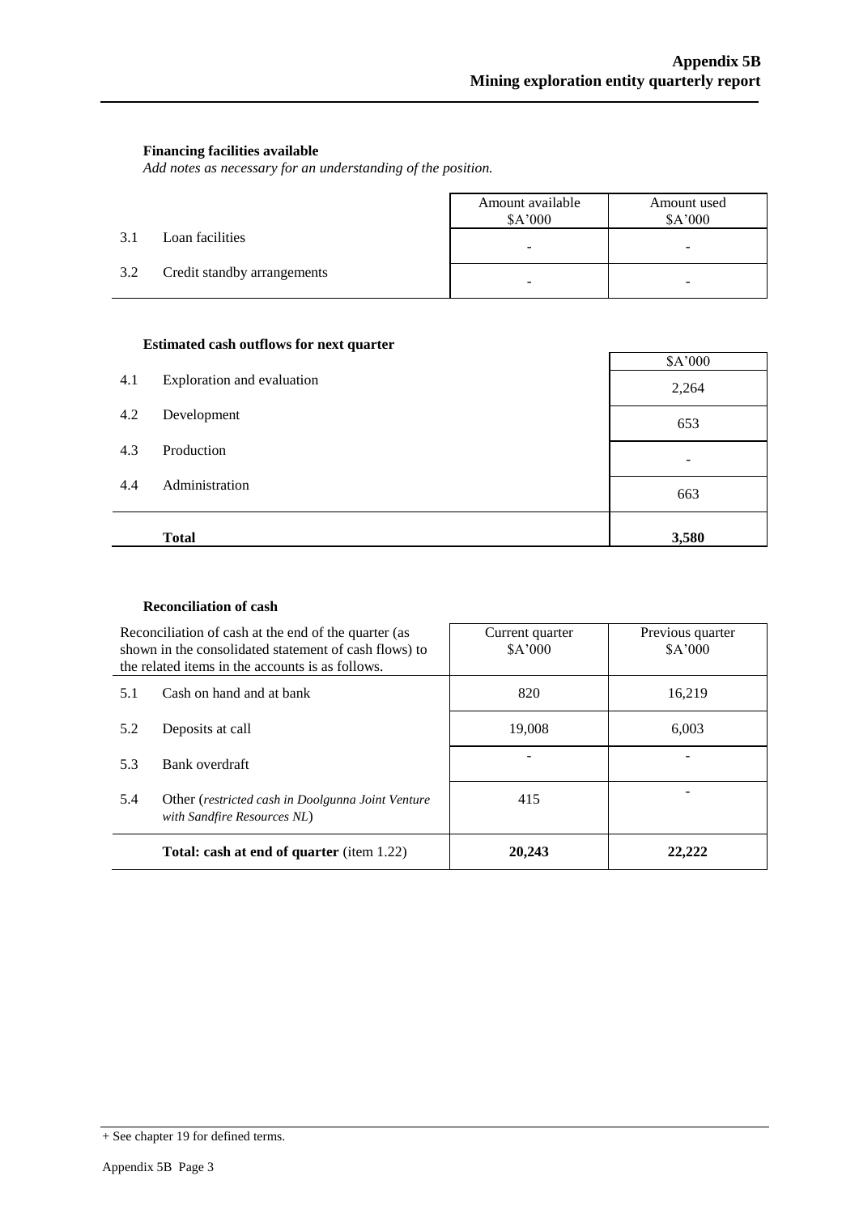**Financing facilities available**

*Add notes as necessary for an understanding of the position.*

| | | Amount available \$A'000 | Amount used \$A'000 |
|---|---|---|---|
| 3.1 | Loan facilities | - | - |
| 3.2 | Credit standby arrangements | - | - |

**Estimated cash outflows for next quarter**

| | | \$A'000 |
|---|---|---|
| 4.1 | Exploration and evaluation | 2,264 |
| 4.2 | Development | 653 |
| 4.3 | Production | - |
| 4.4 | Administration | 663 |
| | **Total** | **3,580** |

**Reconciliation of cash**

| Reconciliation of cash at the end of the quarter (as shown in the consolidated statement of cash flows) to the related items in the accounts is as follows. | | Current quarter \$A'000 | Previous quarter \$A'000 |
|---|---|---|---|
| 5.1 | Cash on hand and at bank | 820 | 16,219 |
| 5.2 | Deposits at call | 19,008 | 6,003 |
| 5.3 | Bank overdraft | - | - |
| 5.4 | Other (*restricted cash in Doolgunna Joint Venture with Sandfire Resources NL*) | 415 | - |
| | **Total: cash at end of quarter** (item 1.22) | **20,243** | **22,222** |

+ See chapter 19 for defined terms.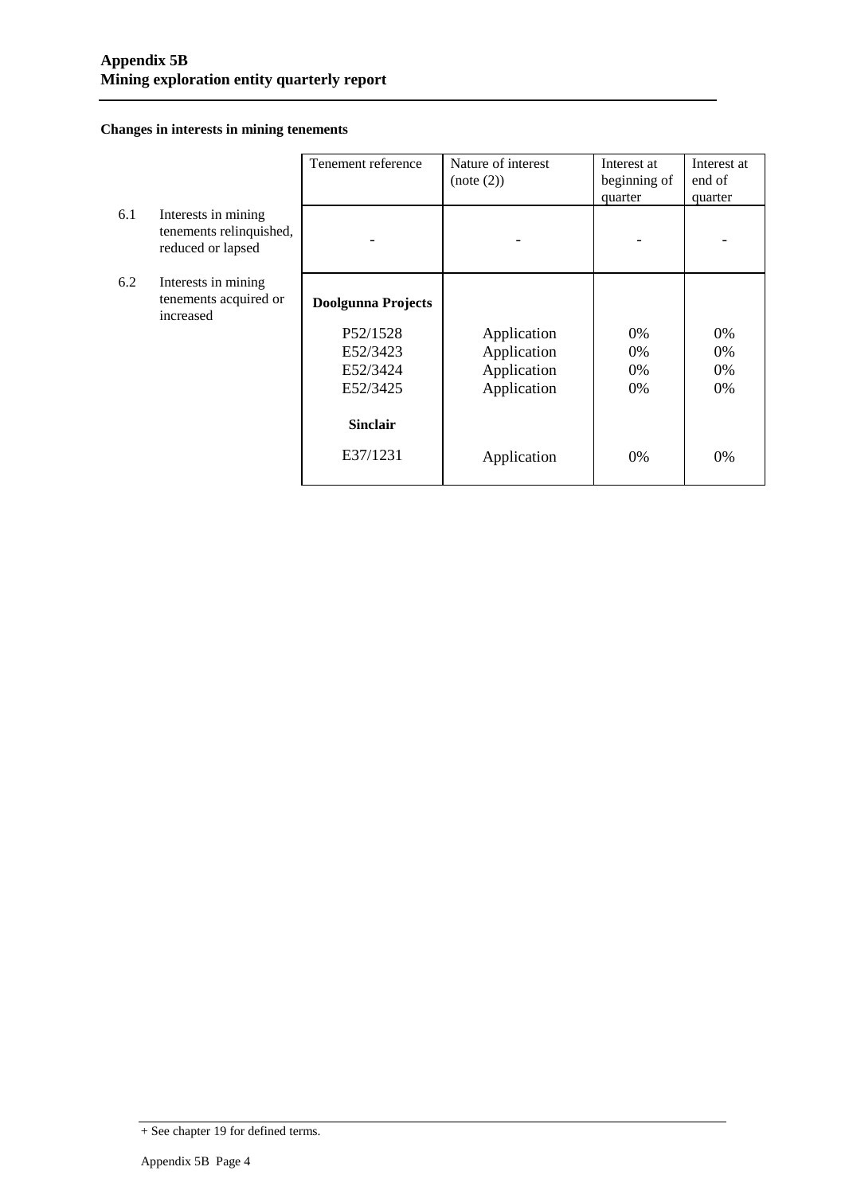**Appendix 5B**
**Mining exploration entity quarterly report**

**Changes in interests in mining tenements**

| | | Tenement reference | Nature of interest (note (2)) | Interest at beginning of quarter | Interest at end of quarter |
|---|---|---|---|---|---|
| 6.1 | Interests in mining tenements relinquished, reduced or lapsed | - | - | - | - |
| 6.2 | Interests in mining tenements acquired or increased | **Doolgunna Projects** | | | |
| | | P52/1528 | Application | 0% | 0% |
| | | E52/3423 | Application | 0% | 0% |
| | | E52/3424 | Application | 0% | 0% |
| | | E52/3425 | Application | 0% | 0% |
| | | **Sinclair** | | | |
| | | E37/1231 | Application | 0% | 0% |

+ See chapter 19 for defined terms.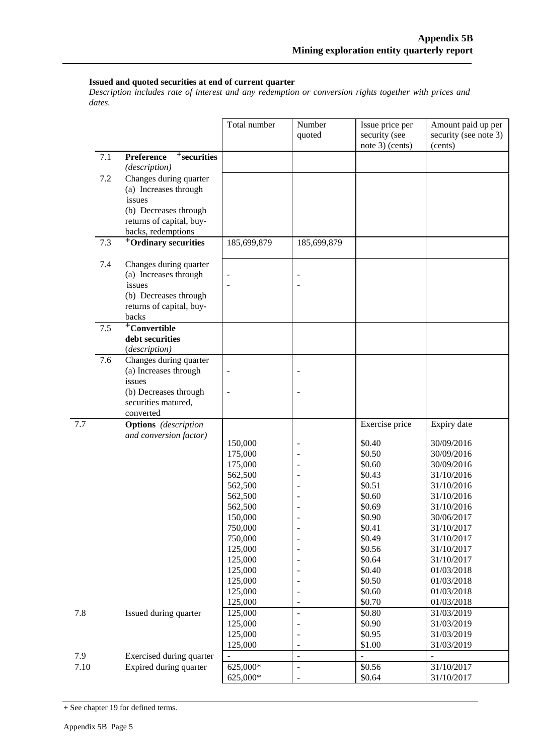**Issued and quoted securities at end of current quarter**

*Description includes rate of interest and any redemption or conversion rights together with prices and dates.*

| | | Total number | Number quoted | Issue price per security (see note 3) (cents) | Amount paid up per security (see note 3) (cents) |
|---|---|---|---|---|---|
| 7.1 | **Preference** **+securities** *(description)* | | | | |
| 7.2 | Changes during quarter (a) Increases through issues (b) Decreases through returns of capital, buy-backs, redemptions | | | | |
| 7.3 | **+Ordinary securities** | 185,699,879 | 185,699,879 | | |
| 7.4 | Changes during quarter (a) Increases through issues (b) Decreases through returns of capital, buy-backs | - - | - - | | |
| 7.5 | **+Convertible debt securities** *(description)* | | | | |
| 7.6 | Changes during quarter (a) Increases through issues (b) Decreases through securities matured, converted | - - | - - | | |
| 7.7 | **Options** *(description and conversion factor)* | | | Exercise price | Expiry date |
| | | 150,000 | - | $0.40 | 30/09/2016 |
| | | 175,000 | - | $0.50 | 30/09/2016 |
| | | 175,000 | - | $0.60 | 30/09/2016 |
| | | 562,500 | - | $0.43 | 31/10/2016 |
| | | 562,500 | - | $0.51 | 31/10/2016 |
| | | 562,500 | - | $0.60 | 31/10/2016 |
| | | 562,500 | - | $0.69 | 31/10/2016 |
| | | 150,000 | - | $0.90 | 30/06/2017 |
| | | 750,000 | - | $0.41 | 31/10/2017 |
| | | 750,000 | - | $0.49 | 31/10/2017 |
| | | 125,000 | - | $0.56 | 31/10/2017 |
| | | 125,000 | - | $0.64 | 31/10/2017 |
| | | 125,000 | - | $0.40 | 01/03/2018 |
| | | 125,000 | - | $0.50 | 01/03/2018 |
| | | 125,000 | - | $0.60 | 01/03/2018 |
| | | 125,000 | - | $0.70 | 01/03/2018 |
| 7.8 | Issued during quarter | 125,000 | - | $0.80 | 31/03/2019 |
| | | 125,000 | - | $0.90 | 31/03/2019 |
| | | 125,000 | - | $0.95 | 31/03/2019 |
| | | 125,000 | - | $1.00 | 31/03/2019 |
| 7.9 | Exercised during quarter | - | - | - | - |
| 7.10 | Expired during quarter | 625,000* | - | $0.56 | 31/10/2017 |
| | | 625,000* | - | $0.64 | 31/10/2017 |

+ See chapter 19 for defined terms.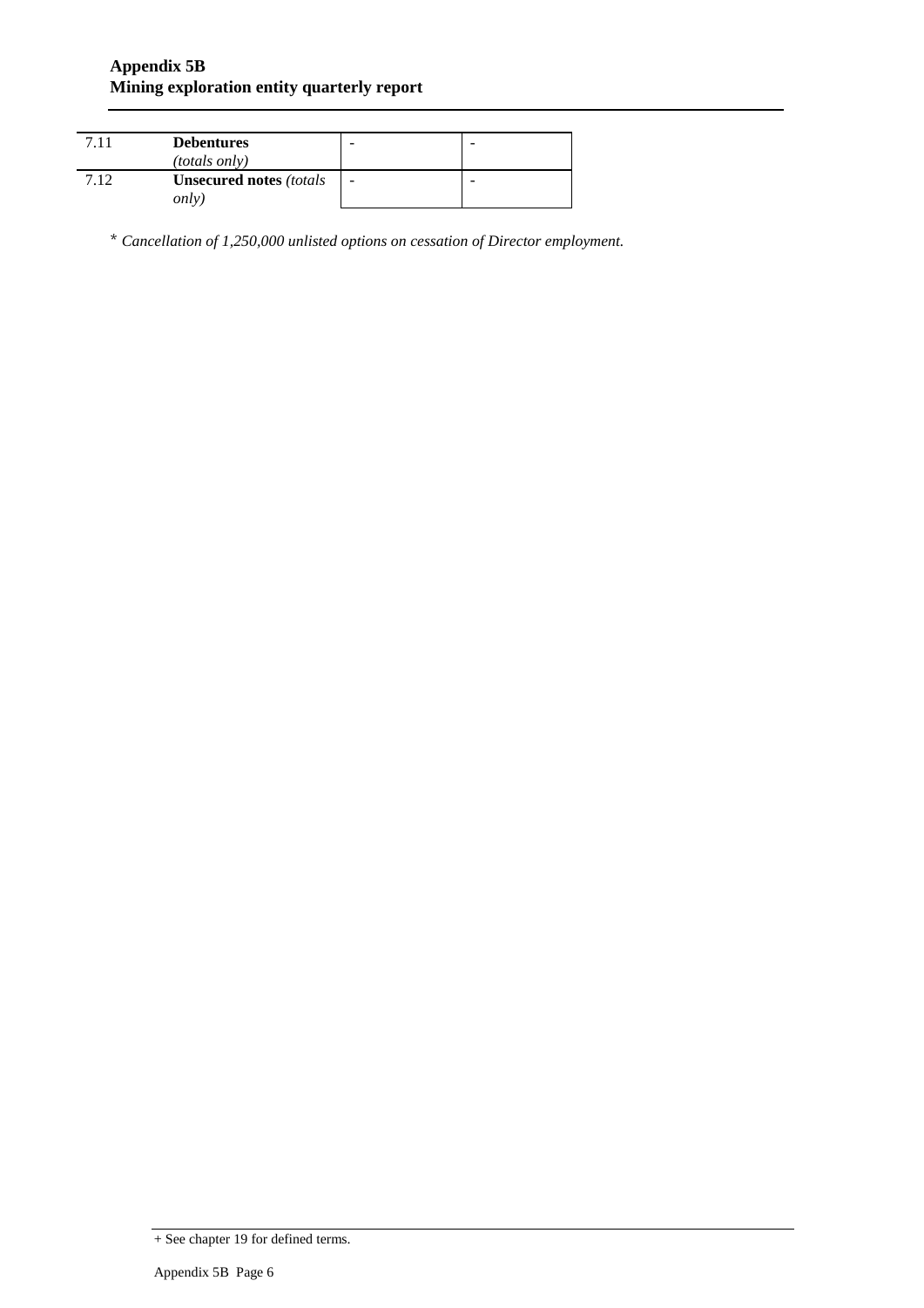| | | | |
|---|---|---|---|
| 7.11 | **Debentures** *(totals only)* | - | - |
| 7.12 | **Unsecured notes** *(totals only)* | - | - |

\* *Cancellation of 1,250,000 unlisted options on cessation of Director employment.*

+ See chapter 19 for defined terms.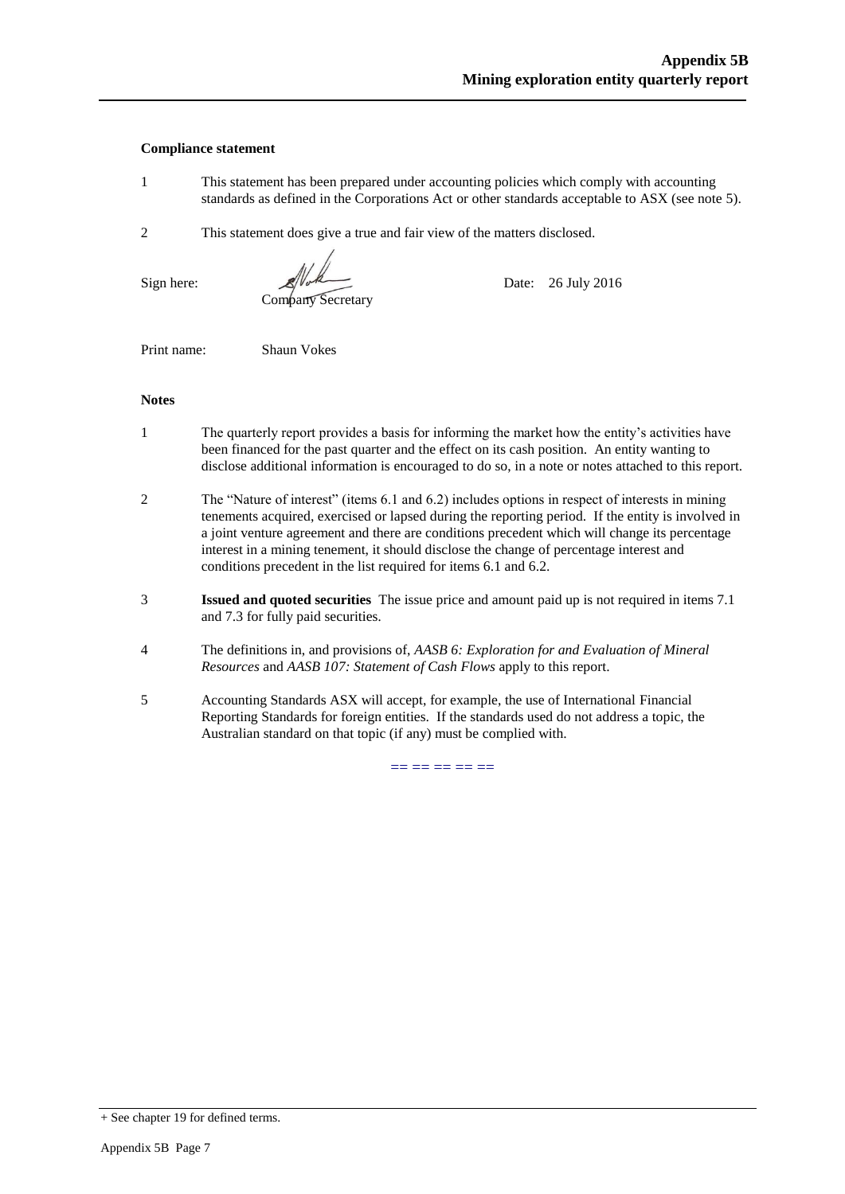**Compliance statement**

1 This statement has been prepared under accounting policies which comply with accounting standards as defined in the Corporations Act or other standards acceptable to ASX (see note 5).

2 This statement does give a true and fair view of the matters disclosed.

Sign here: Company Secretary Date: 26 July 2016

Print name: Shaun Vokes

**Notes**

1 The quarterly report provides a basis for informing the market how the entity's activities have been financed for the past quarter and the effect on its cash position. An entity wanting to disclose additional information is encouraged to do so, in a note or notes attached to this report.

2 The "Nature of interest" (items 6.1 and 6.2) includes options in respect of interests in mining tenements acquired, exercised or lapsed during the reporting period. If the entity is involved in a joint venture agreement and there are conditions precedent which will change its percentage interest in a mining tenement, it should disclose the change of percentage interest and conditions precedent in the list required for items 6.1 and 6.2.

3 **Issued and quoted securities** The issue price and amount paid up is not required in items 7.1 and 7.3 for fully paid securities.

4 The definitions in, and provisions of, *AASB 6: Exploration for and Evaluation of Mineral Resources* and *AASB 107: Statement of Cash Flows* apply to this report.

5 Accounting Standards ASX will accept, for example, the use of International Financial Reporting Standards for foreign entities. If the standards used do not address a topic, the Australian standard on that topic (if any) must be complied with.

== == == == ==